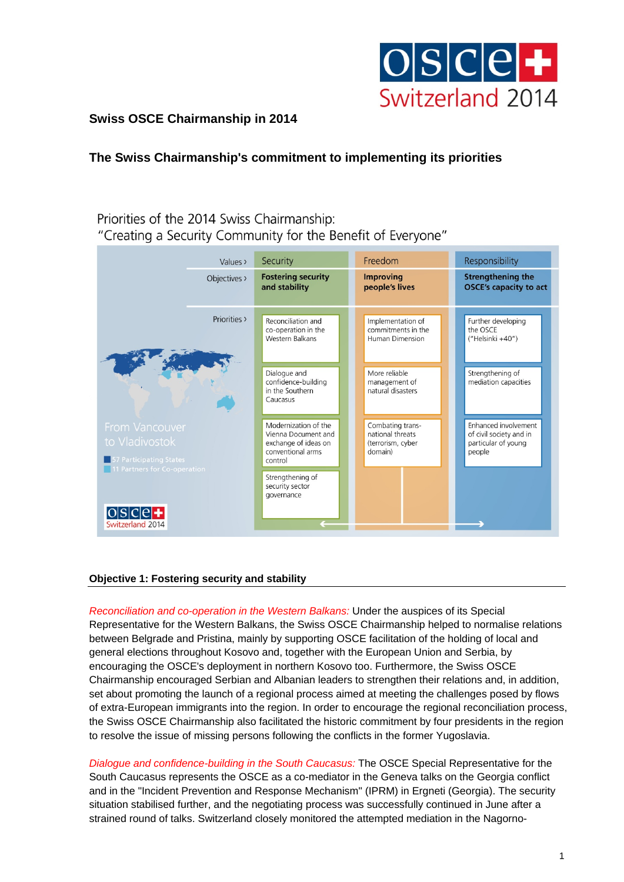## Swiss OSCE Chairmanship in 2014

## The Swiss Chairmanship's commitment to implementing its priorities

Priorities of the 2014 Swiss Chairmanship:
"Creating a Security Community for the Benefit of Everyone"

| Values › | Security | Freedom | Responsibility |
|---|---|---|---|
| Objectives › | **Fostering security and stability** | **Improving people's lives** | **Strengthening the OSCE's capacity to act** |
| Priorities › | Reconciliation and co-operation in the Western Balkans | Implementation of commitments in the Human Dimension | Further developing the OSCE ("Helsinki +40") |
| | Dialogue and confidence-building in the Southern Caucasus | More reliable management of natural disasters | Strengthening of mediation capacities |
| | Modernization of the Vienna Document and exchange of ideas on conventional arms control | Combating trans-national threats (terrorism, cyber domain) | Enhanced involvement of civil society and in particular of young people |
| | Strengthening of security sector governance | | |

From Vancouver to Vladivostok
- 57 Participating States
- 11 Partners for Co-operation

### Objective 1: Fostering security and stability

*Reconciliation and co-operation in the Western Balkans:* Under the auspices of its Special Representative for the Western Balkans, the Swiss OSCE Chairmanship helped to normalise relations between Belgrade and Pristina, mainly by supporting OSCE facilitation of the holding of local and general elections throughout Kosovo and, together with the European Union and Serbia, by encouraging the OSCE's deployment in northern Kosovo too. Furthermore, the Swiss OSCE Chairmanship encouraged Serbian and Albanian leaders to strengthen their relations and, in addition, set about promoting the launch of a regional process aimed at meeting the challenges posed by flows of extra-European immigrants into the region. In order to encourage the regional reconciliation process, the Swiss OSCE Chairmanship also facilitated the historic commitment by four presidents in the region to resolve the issue of missing persons following the conflicts in the former Yugoslavia.

*Dialogue and confidence-building in the South Caucasus:* The OSCE Special Representative for the South Caucasus represents the OSCE as a co-mediator in the Geneva talks on the Georgia conflict and in the "Incident Prevention and Response Mechanism" (IPRM) in Ergneti (Georgia). The security situation stabilised further, and the negotiating process was successfully continued in June after a strained round of talks. Switzerland closely monitored the attempted mediation in the Nagorno-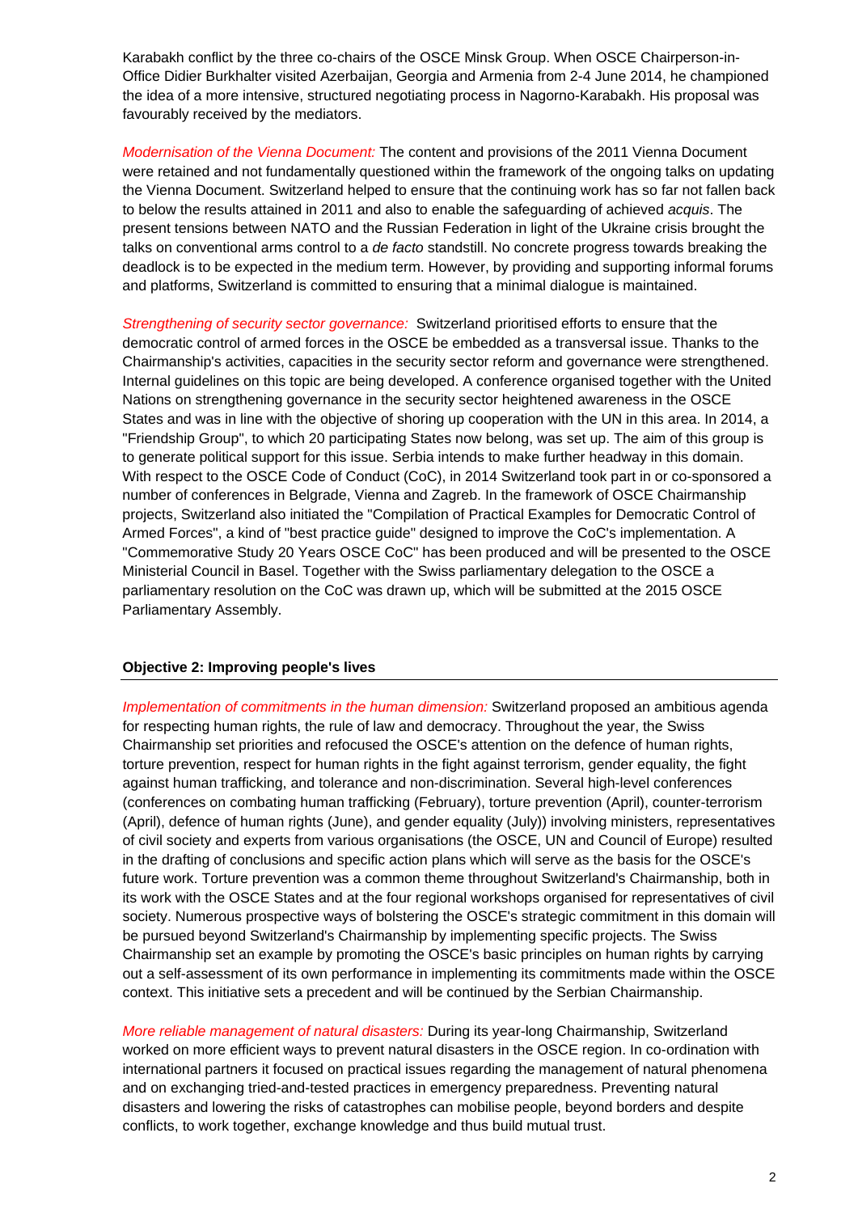Karabakh conflict by the three co-chairs of the OSCE Minsk Group. When OSCE Chairperson-in-Office Didier Burkhalter visited Azerbaijan, Georgia and Armenia from 2-4 June 2014, he championed the idea of a more intensive, structured negotiating process in Nagorno-Karabakh. His proposal was favourably received by the mediators.

*Modernisation of the Vienna Document:* The content and provisions of the 2011 Vienna Document were retained and not fundamentally questioned within the framework of the ongoing talks on updating the Vienna Document. Switzerland helped to ensure that the continuing work has so far not fallen back to below the results attained in 2011 and also to enable the safeguarding of achieved *acquis*. The present tensions between NATO and the Russian Federation in light of the Ukraine crisis brought the talks on conventional arms control to a *de facto* standstill. No concrete progress towards breaking the deadlock is to be expected in the medium term. However, by providing and supporting informal forums and platforms, Switzerland is committed to ensuring that a minimal dialogue is maintained.

*Strengthening of security sector governance:* Switzerland prioritised efforts to ensure that the democratic control of armed forces in the OSCE be embedded as a transversal issue. Thanks to the Chairmanship's activities, capacities in the security sector reform and governance were strengthened. Internal guidelines on this topic are being developed. A conference organised together with the United Nations on strengthening governance in the security sector heightened awareness in the OSCE States and was in line with the objective of shoring up cooperation with the UN in this area. In 2014, a "Friendship Group", to which 20 participating States now belong, was set up. The aim of this group is to generate political support for this issue. Serbia intends to make further headway in this domain. With respect to the OSCE Code of Conduct (CoC), in 2014 Switzerland took part in or co-sponsored a number of conferences in Belgrade, Vienna and Zagreb. In the framework of OSCE Chairmanship projects, Switzerland also initiated the "Compilation of Practical Examples for Democratic Control of Armed Forces", a kind of "best practice guide" designed to improve the CoC's implementation. A "Commemorative Study 20 Years OSCE CoC" has been produced and will be presented to the OSCE Ministerial Council in Basel. Together with the Swiss parliamentary delegation to the OSCE a parliamentary resolution on the CoC was drawn up, which will be submitted at the 2015 OSCE Parliamentary Assembly.

**Objective 2: Improving people's lives**

*Implementation of commitments in the human dimension:* Switzerland proposed an ambitious agenda for respecting human rights, the rule of law and democracy. Throughout the year, the Swiss Chairmanship set priorities and refocused the OSCE's attention on the defence of human rights, torture prevention, respect for human rights in the fight against terrorism, gender equality, the fight against human trafficking, and tolerance and non-discrimination. Several high-level conferences (conferences on combating human trafficking (February), torture prevention (April), counter-terrorism (April), defence of human rights (June), and gender equality (July)) involving ministers, representatives of civil society and experts from various organisations (the OSCE, UN and Council of Europe) resulted in the drafting of conclusions and specific action plans which will serve as the basis for the OSCE's future work. Torture prevention was a common theme throughout Switzerland's Chairmanship, both in its work with the OSCE States and at the four regional workshops organised for representatives of civil society. Numerous prospective ways of bolstering the OSCE's strategic commitment in this domain will be pursued beyond Switzerland's Chairmanship by implementing specific projects. The Swiss Chairmanship set an example by promoting the OSCE's basic principles on human rights by carrying out a self-assessment of its own performance in implementing its commitments made within the OSCE context. This initiative sets a precedent and will be continued by the Serbian Chairmanship.

*More reliable management of natural disasters:* During its year-long Chairmanship, Switzerland worked on more efficient ways to prevent natural disasters in the OSCE region. In co-ordination with international partners it focused on practical issues regarding the management of natural phenomena and on exchanging tried-and-tested practices in emergency preparedness. Preventing natural disasters and lowering the risks of catastrophes can mobilise people, beyond borders and despite conflicts, to work together, exchange knowledge and thus build mutual trust.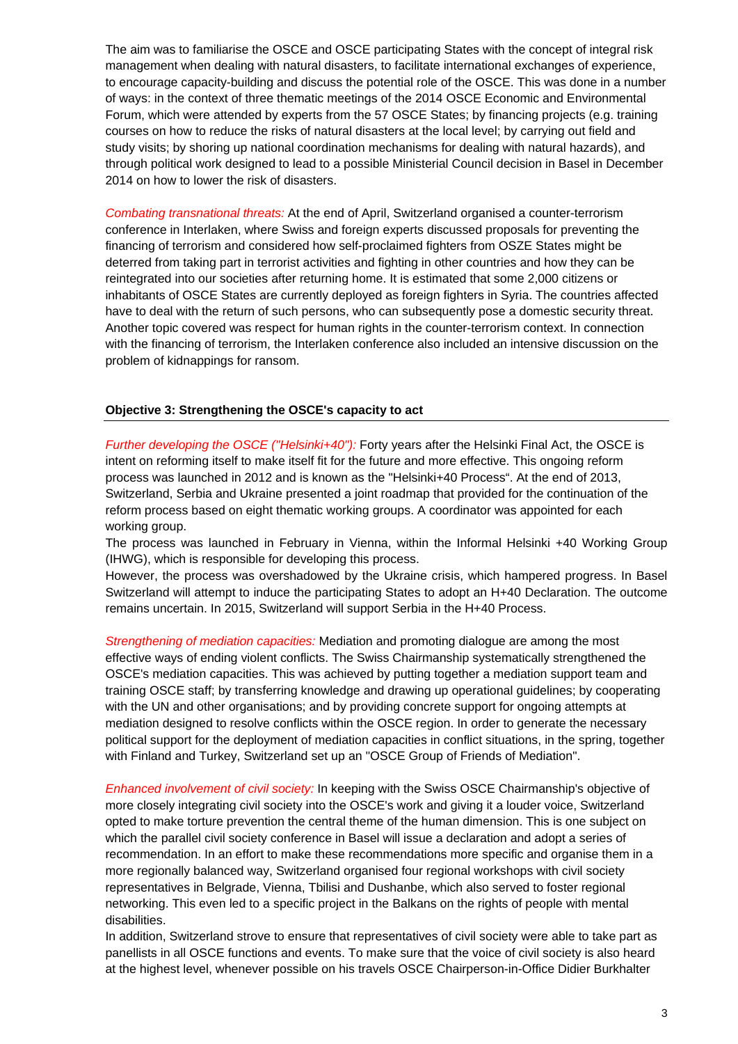The aim was to familiarise the OSCE and OSCE participating States with the concept of integral risk management when dealing with natural disasters, to facilitate international exchanges of experience, to encourage capacity-building and discuss the potential role of the OSCE. This was done in a number of ways: in the context of three thematic meetings of the 2014 OSCE Economic and Environmental Forum, which were attended by experts from the 57 OSCE States; by financing projects (e.g. training courses on how to reduce the risks of natural disasters at the local level; by carrying out field and study visits; by shoring up national coordination mechanisms for dealing with natural hazards), and through political work designed to lead to a possible Ministerial Council decision in Basel in December 2014 on how to lower the risk of disasters.

*Combating transnational threats:* At the end of April, Switzerland organised a counter-terrorism conference in Interlaken, where Swiss and foreign experts discussed proposals for preventing the financing of terrorism and considered how self-proclaimed fighters from OSZE States might be deterred from taking part in terrorist activities and fighting in other countries and how they can be reintegrated into our societies after returning home. It is estimated that some 2,000 citizens or inhabitants of OSCE States are currently deployed as foreign fighters in Syria. The countries affected have to deal with the return of such persons, who can subsequently pose a domestic security threat. Another topic covered was respect for human rights in the counter-terrorism context. In connection with the financing of terrorism, the Interlaken conference also included an intensive discussion on the problem of kidnappings for ransom.

**Objective 3: Strengthening the OSCE's capacity to act**

*Further developing the OSCE ("Helsinki+40"):* Forty years after the Helsinki Final Act, the OSCE is intent on reforming itself to make itself fit for the future and more effective. This ongoing reform process was launched in 2012 and is known as the "Helsinki+40 Process". At the end of 2013, Switzerland, Serbia and Ukraine presented a joint roadmap that provided for the continuation of the reform process based on eight thematic working groups. A coordinator was appointed for each working group.
The process was launched in February in Vienna, within the Informal Helsinki +40 Working Group (IHWG), which is responsible for developing this process.
However, the process was overshadowed by the Ukraine crisis, which hampered progress. In Basel Switzerland will attempt to induce the participating States to adopt an H+40 Declaration. The outcome remains uncertain. In 2015, Switzerland will support Serbia in the H+40 Process.

*Strengthening of mediation capacities:* Mediation and promoting dialogue are among the most effective ways of ending violent conflicts. The Swiss Chairmanship systematically strengthened the OSCE's mediation capacities. This was achieved by putting together a mediation support team and training OSCE staff; by transferring knowledge and drawing up operational guidelines; by cooperating with the UN and other organisations; and by providing concrete support for ongoing attempts at mediation designed to resolve conflicts within the OSCE region. In order to generate the necessary political support for the deployment of mediation capacities in conflict situations, in the spring, together with Finland and Turkey, Switzerland set up an "OSCE Group of Friends of Mediation".

*Enhanced involvement of civil society:* In keeping with the Swiss OSCE Chairmanship's objective of more closely integrating civil society into the OSCE's work and giving it a louder voice, Switzerland opted to make torture prevention the central theme of the human dimension. This is one subject on which the parallel civil society conference in Basel will issue a declaration and adopt a series of recommendation. In an effort to make these recommendations more specific and organise them in a more regionally balanced way, Switzerland organised four regional workshops with civil society representatives in Belgrade, Vienna, Tbilisi and Dushanbe, which also served to foster regional networking. This even led to a specific project in the Balkans on the rights of people with mental disabilities.
In addition, Switzerland strove to ensure that representatives of civil society were able to take part as panellists in all OSCE functions and events. To make sure that the voice of civil society is also heard at the highest level, whenever possible on his travels OSCE Chairperson-in-Office Didier Burkhalter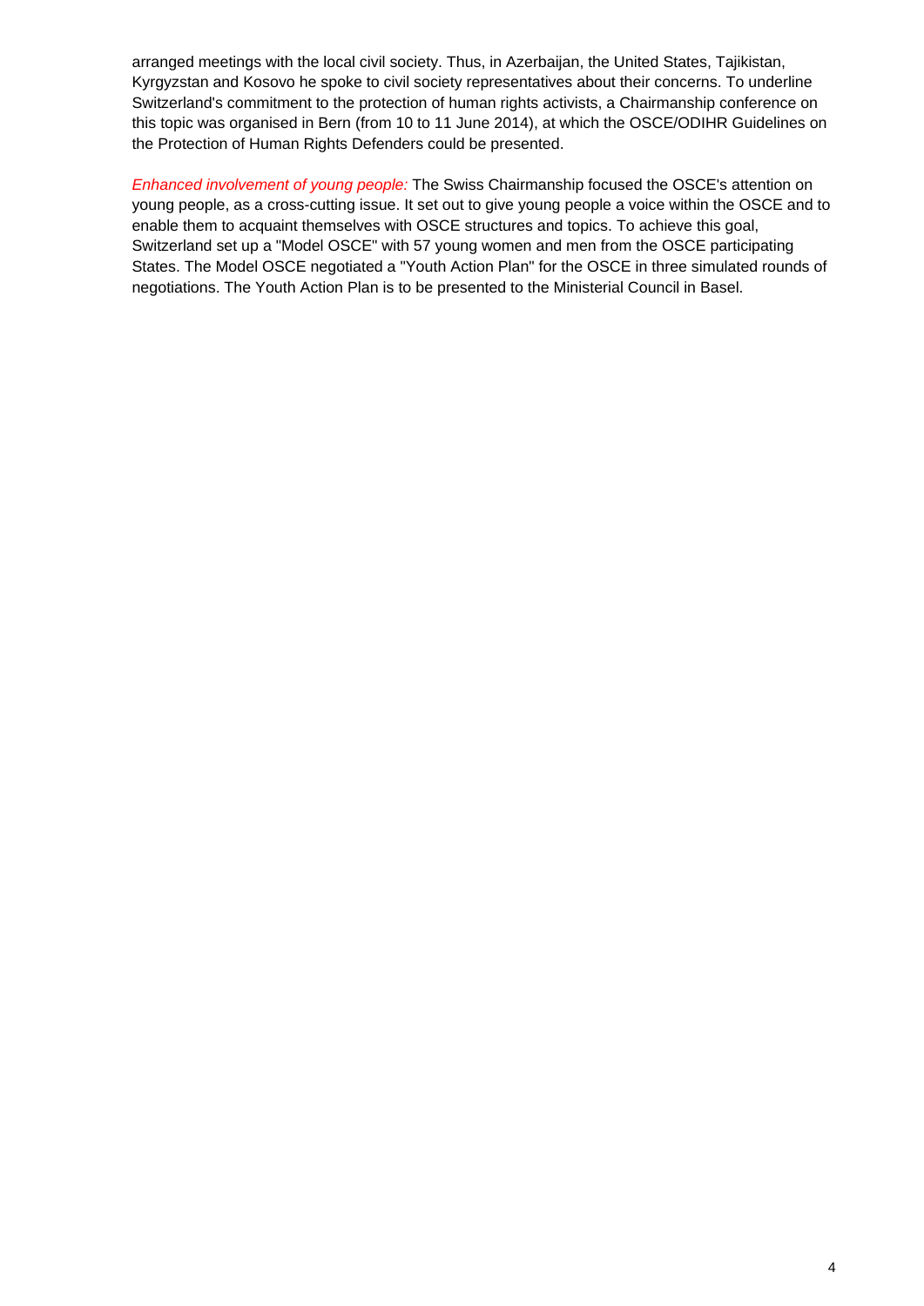arranged meetings with the local civil society. Thus, in Azerbaijan, the United States, Tajikistan, Kyrgyzstan and Kosovo he spoke to civil society representatives about their concerns. To underline Switzerland's commitment to the protection of human rights activists, a Chairmanship conference on this topic was organised in Bern (from 10 to 11 June 2014), at which the OSCE/ODIHR Guidelines on the Protection of Human Rights Defenders could be presented.

*Enhanced involvement of young people:* The Swiss Chairmanship focused the OSCE's attention on young people, as a cross-cutting issue. It set out to give young people a voice within the OSCE and to enable them to acquaint themselves with OSCE structures and topics. To achieve this goal, Switzerland set up a "Model OSCE" with 57 young women and men from the OSCE participating States. The Model OSCE negotiated a "Youth Action Plan" for the OSCE in three simulated rounds of negotiations. The Youth Action Plan is to be presented to the Ministerial Council in Basel.